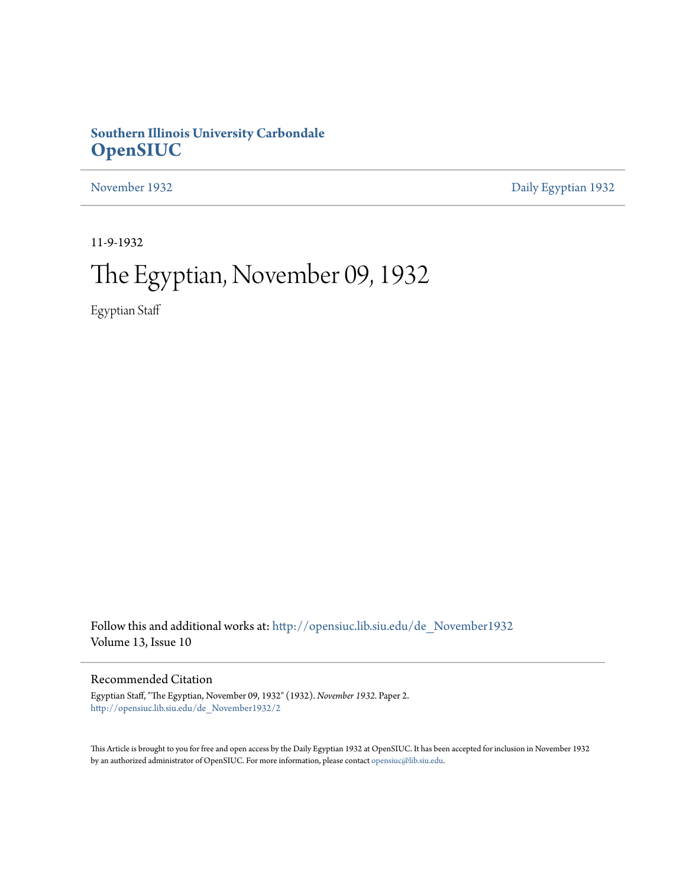**Southern Illinois University Carbondale**
# OpenSIUC

November 1932 | Daily Egyptian 1932

---

11-9-1932

# The Egyptian, November 09, 1932

Egyptian Staff

Follow this and additional works at: http://opensiuc.lib.siu.edu/de_November1932
Volume 13, Issue 10

## Recommended Citation

Egyptian Staff, "The Egyptian, November 09, 1932" (1932). *November 1932.* Paper 2.
http://opensiuc.lib.siu.edu/de_November1932/2

This Article is brought to you for free and open access by the Daily Egyptian 1932 at OpenSIUC. It has been accepted for inclusion in November 1932 by an authorized administrator of OpenSIUC. For more information, please contact opensiuc@lib.siu.edu.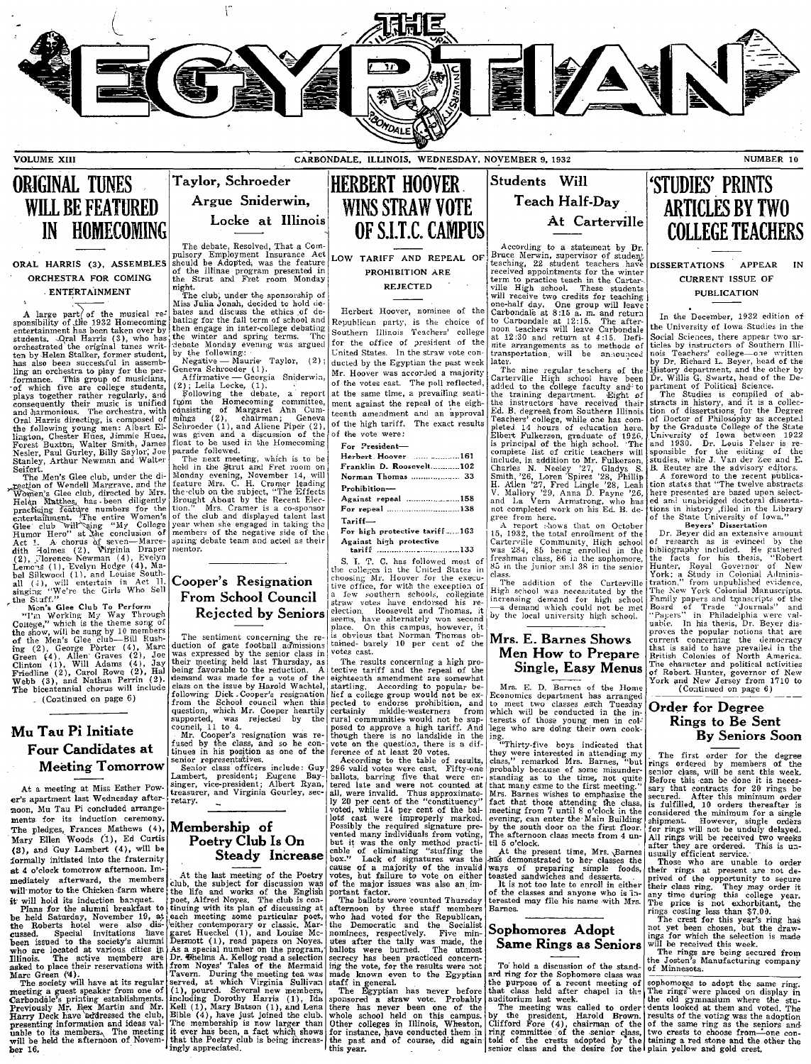# THE EGYPTIAN

VOLUME XIII — CARBONDALE, ILLINOIS, WEDNESDAY, NOVEMBER 9, 1932 — NUMBER 10

## ORIGINAL TUNES WILL BE FEATURED IN HOMECOMING

### ORAL HARRIS (3), ASSEMBLES ORCHESTRA FOR COMING ENTERTAINMENT

A large part of the musical responsibility of the 1932 Homecoming entertainment has been taken over by students. Oral Harris (3), who has orchestrated the original tunes written by Helen Stalker, former student, has also been successful in assembling an orchestra to play for the performance. This group of musicians, of which five are college students, plays together rather regularly, and consequently their music is unified and harmonious. The orchestra, with Oral Harris directing, is composed of the following young men: Albert Ellington, Chester Hues, Jimmie Hues, Forest Buxton, Walter Smith, James Nesler, Paul Gurley, Billy Saylor, Joe Stanley, Arthur Newman and Walter Seifert.

The Men's Glee club, under the direction of Wendell Margrave, and the Women's Glee club, directed by Mrs. Helen Matthes, has been diligently practicing feature numbers for the entertainment. The entire Women's Glee club will sing "My College Humor Hero" at the conclusion of Act 1. A chorus of seven—Marcedith Holmes (2), Virginia Draper (2), Florence Newman (4), Evelyn Lemens (1), Evelyn Hodge (4), Mabel Silkwood (1), and Louise Southall (4), will entertain in Act II, singing "We're the Girls Who Sell the Stuff."

**Men's Glee Club To Perform**

"I'm Working My Way Through College," which is the theme song of the show, will be sung by 10 members of the Men's Glee club—Bill Rushing (2), George Porter (4), Marc Green (4), Allen Graves (2), Joe Clinton (1), Will Adams (4), Jay Friedline (2), Carol Rowe (2), Hal Webb (3), and Nathan Perrin (2). The bicentennial chorus will include

(Continued on page 6)

## Mu Tau Pi Initiate Four Candidates at Meeting Tomorrow

At a meeting at Miss Esther Power's apartment last Wednesday afternoon, Mu Tau Pi concluded arrangements for its induction ceremony. The pledges, Frances Mathews (4), Mary Ellen Woods (1), Ed Curtis (3), and Guy Lambert (4), will be formally initiated into the fraternity at 4 o'clock tomorrow afternoon. Immediately afterward, the members will motor to the Chicken farm where it will hold its induction banquet.

Plans for the alumni breakfast to be held Saturday, November 19, at the Roberts hotel were also discussed. Special invitations have been issued to the society's alumni who are located at various cities in Illinois. The active members are asked to place their reservations with Marc Green (4).

The society will have at its regular meeting a guest speaker from one of Carbondale's printing establishments. Previously Mr. Rex Martin and Mr. Harry Deck have addressed the club, presenting information and ideas valuable to its members. The meeting will be held the afternoon of November 16.

## Taylor, Schroeder Argue Sniderwin, Locke at Illinois

The debate, Resolved, That a Compulsory Employment Insurance Act should be Adopted, was the feature of the Illinae program presented in the Strut and Fret room Monday night.

The club, under the sponsorship of Miss Julia Jonah, decided to hold debates and discuss the ethics of debating for the fall term of school and then engage in inter-college debating the winter and spring terms. The debate Monday evening was argued by the following:

Negative — Maurie Taylor, (2); Geneva Schroeder (1).

Affirmative — Georgia Sniderwin, (2); Leila Locke, (1).

Following the debate, a report from the Homecoming committee, consisting of Margaret Ann Cummings (2), chairman; Geneva Schroeder (1), and Aliene Piper (2), was given and a discussion of the float to be used in the Homecoming parade followed.

The next meeting, which is to be held in the Strut and Fret room on Monday evening, November 14, will feature Mrs. C. H. Cramer leading the club on the subject, "The Effects Brought About by the Recent Election." Mrs. Cramer is a co-sponsor of the club and displayed talent last year when she engaged in taking the members of the negative side of the spring debate team and acted as their mentor.

## Cooper's Resignation From School Council Rejected by Seniors

The sentiment concerning the reduction of gate football admissions was expressed by the senior class at their meeting held last Thursday, as being favorable to the reduction. A demand was made for a vote of the class on the issue by Harold Wachtel, following Dick Cooper's resignation from the school council when this question, which Mr. Cooper heartily supported, was rejected by the council, 11 to 4.

Mr. Cooper's resignation was refused by the class, and so he continues in his position as one of the senior representatives.

Senior class officers include: Guy Lambert, president; Eugene Baysinger, vice-president; Albert Ryan, treasurer, and Virginia Gourley, secretary.

## Membership of Poetry Club Is On Steady Increase

At the last meeting of the Poetry club, the subject for discussion was the life and works of the English poet, Alfred Noyes. The club is continuing with its plan of discussing at each meeting some particular poet, either contemporary or classic. Margaret Hueckel (1), and Louise McDermott (1), read papers on Noyes. As a special number on the program, Dr. Thelma A. Kellog read a selection from Noyes' Tales of the Mermaid Tavern. During the meeting tea was served, at which Virginia Sullivan (1), poured. Several new members, including Dorothy Harris (1), Ida Kell (1), Mary Batson (1), and Lena Bible (4), have just joined the club. The membership is now larger than it ever has been, a fact which shows that the Poetry club is being increasingly appreciated.

## HERBERT HOOVER WINS STRAW VOTE OF S.I.T.C. CAMPUS

### LOW TARIFF AND REPEAL OF PROHIBITION ARE REJECTED

Herbert Hoover, nominee of the Republican party, is the choice of Southern Illinois Teachers' college for the office of president of the United States. In the straw vote conducted by the Egyptian the past week Mr. Hoover was accorded a majority of the votes cast. The poll reflected, at the same time, a prevailing sentiment against the repeal of the eighteenth amendment and an approval of the high tariff. The exact results of the vote were:

For President—
Herbert Hoover .......... 161
Franklin D. Roosevelt .......... 102
Norman Thomas .......... 33

Prohibition—
Against repeal .......... 158
For repeal .......... 138

Tariff—
For high protective tariff .......... 163
Against high protective tariff .......... 133

S. I. T. C. has followed most of the colleges in the United States in choosing Mr. Hoover for the executive office, for with the exception of a few southern schools, collegiate straw votes have endorsed his reelection. Roosevelt and Thomas, it seems, have alternately won second place. On this campus, however, it is obvious that Norman Thomas obtained barely 10 per cent of the votes cast.

The results concerning a high protective tariff and the repeal of the eighteenth amendment are somewhat startling. According to popular belief a college group would not be expected to endorse prohibition, and certainly middle-westerners from rural communities would not be supposed to approve a high tariff. And though there is no landslide in the vote on the question, there is a difference of at least 20 votes.

According to the table of results, 296 valid votes were cast. Fifty-one ballots, barring five that were entered late and were not counted at all, were invalid. Thus approximately 20 per cent of the "constituency" voted, while 14 per cent of the ballots cast were improperly marked. Possibly the required signature prevented many individuals from voting, but it was the only method practicable of eliminating "stuffing the box." Lack of signatures was the cause of a majority of the invalid votes, but failure to vote on either of the major issues was also an important factor.

The ballots were counted Thursday afternoon by three staff members who had voted for the Republican, the Democratic and the Socialist nominees, respectively. Five minutes after the tally was made, the ballots were burned. The utmost secrecy has been practiced concerning the vote, for the results were not made known even to the Egyptian staff in general.

The Egyptian has never before sponsored a straw vote. Probably there has never been one of the whole school held on this campus. Other colleges in Illinois, Wheaton, for instance, have conducted them in the past and of course, did again this year.

## Students Will Teach Half-Day At Carterville

According to a statement by Dr. Bruce Merwin, supervisor of student teaching, 22 student teachers have received appointments for the winter term to practice teach in the Carterville High school. These students will receive two credits for teaching one-half day. One group will leave Carbondale at 8:15 a. m. and return to Carbondale at 12:15. The afternoon teachers will leave Carbondale at 12:30 and return at 4:15. Definite arrangements as to methods of transportation, will be announced later.

The nine regular teachers of the Carterville High school have been added to the college faculty and to the training department. Eight of the instructors have received their Ed. B. degrees from Southern Illinois Teachers' college, while one has completed 14 hours of education here. Elbert Fulkerson, graduate of 1926, is principal of the high school. The complete list of critic teachers will include, in addition to Mr. Fulkerson, Charles N. Neeley '27, Gladys S. Smith '26, Loren Spires '28, Phillip H. Allen '27, Fred Lingle '28, Leah V. Mallory '29, Anna D. Payne '26, and La Vern Armstrong, who has not completed work on his Ed. B. degree from here.

A report shows that on October 15, 1932, the total enrollment of the Carterville Community High school was 284, 85 being enrolled in the freshman class, 86 in the sophomore, 85 in the junior and 38 in the senior class.

The addition of the Carterville High school was necessitated by the increasing demand for high school—a demand which could not be met by the local university high school.

## Mrs. E. Barnes Shows Men How to Prepare Single, Easy Menus

Mrs. E. D. Barnes of the Home Economics department has arranged to meet two classes each Tuesday which will be conducted in the interests of those young men in college who are doing their own cooking.

"Thirty-five boys indicated that they were interested in attending my class," remarked Mrs. Barnes, "but probably because of some misunderstanding as to the time, not quite that many came to the first meeting." Mrs. Barnes wishes to emphasize the fact that those attending the class, meeting from 7 until 8 o'clock in the evening, can enter the Main Building by the south door on the first floor. The afternoon class meets from 4 until 5 o'clock.

At the present time, Mrs. Barnes has demonstrated to her classes the ways of preparing simple foods, toasted sandwiches and desserts.

It is not too late to enroll in either of the classes and anyone who is interested may file his name with Mrs. Barnes.

## Sophomores Adopt Same Rings as Seniors

To hold a discussion of the standard ring for the Sophomore class was the purpose of a recent meeting of that class held after chapel in the auditorium last week.

The meeting was called to order by the president, Harold Brown. Clifford Fore (4), chairman of the ring committee of the senior class, told of the crests adopted by the senior class and the desire for the sophomores to adopt the same ring. The rings were placed on display in the old gymnasium where the students looked at them and voted. The results of the voting was the adoption of the same ring as the seniors and two crests to choose from—one containing a red stone and the other the plain yellow and gold crest.

## 'STUDIES' PRINTS ARTICLES BY TWO COLLEGE TEACHERS

### DISSERTATIONS APPEAR IN CURRENT ISSUE OF PUBLICATION

In the December, 1932 edition of the University of Iowa Studies in the Social Sciences, there appear two articles by instructors of Southern Illinois Teachers' college—one written by Dr. Richard L. Beyer, head of the History department, and the other by Dr. Willis G. Swartz, head of the Department of Political Science.

The Studies is compiled of abstracts in history, and it is a collection of dissertations for the Degree of Doctor of Philosophy as accepted by the Graduate College of the State University of Iowa between 1922 and 1930. Dr. Louis Pelzer is responsible for the editing of the studies, while J. Van der Zee and E. B. Reuter are the advisory editors.

A foreword to the recent publication states that "The twelve abstracts here presented are based upon selected and unabridged doctoral dissertations in history, filed in the Library of the State University of Iowa."

**Beyers' Dissertation**

Dr. Beyer did an extensive amount of research as is evinced by the bibliography included. He gathered the facts for his thesis, "Robert Hunter, Royal Governor of New York: a Study in Colonial Administration," from unpublished evidence, The New York Colonial Manuscripts. Family papers and transcripts of the Board of Trade "Journals" and "Papers" in Philadelphia were valuable. In his thesis, Dr. Beyer disproves the popular notions that are current concerning the democracy that is said to have prevailed in the British Colonies of North America. The character and political activities of Robert Hunter, governor of New York and New Jersey from 1710 to

(Continued on page 6)

## Order for Degree Rings to Be Sent By Seniors Soon

The first order for the degree rings ordered by members of the senior class, will be sent this week. Before this can be done it is necessary that contracts for 20 rings be secured. After this minimum order is fulfilled, 10 orders thereafter is considered the minimum for a single shipment. However, single orders for rings will not be unduly delayed. All rings will be received two weeks after they are ordered. This is unusually efficient service.

Those who are unable to order their rings at present are not deprived of the opportunity to secure their class ring. They may order it any time during this college year. The price is not exorbitant, the rings costing less than $7.00.

The crest for this year's ring has not yet been chosen, but the drawings for which the selection is made will be received this week.

The rings are being secured from the Josten's Manufacturing company of Minnesota.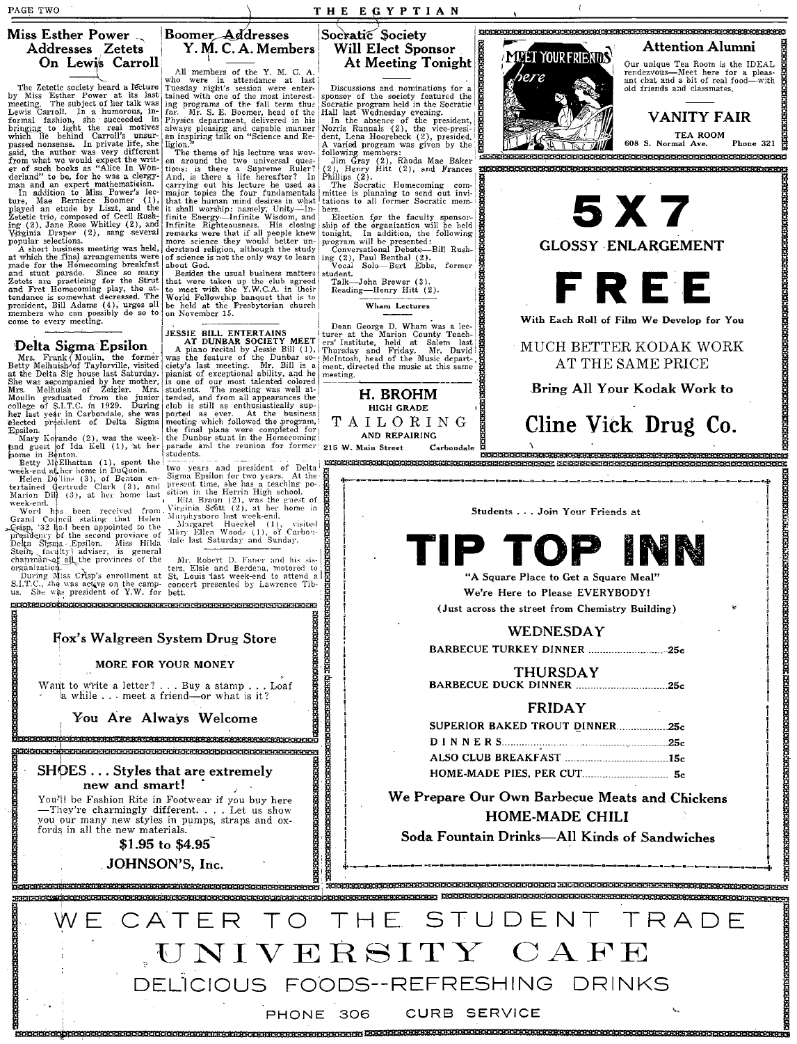## Miss Esther Power Addresses Zetets On Lewis Carroll

The Zetetic society heard a lecture by Miss Esther Power at its last meeting. The subject of her talk was Lewis Carroll. In a humorous, informal fashion, she succeeded in bringing to light the real motives which lie behind Carroll's unsurpassed nonsense. In private life, she said, the author was very different from what we would expect the writer of such books as "Alice In Wonderland" to be, for he was a clergyman and an expert mathematician.

In addition to Miss Power's lecture, Mae Berniece Boomer (1), played an etude by Liszt, and the Zetetic trio, composed of Cecil Rushing (2), Jane Rose Whitley (2), and Virginia Draper (2), sang several popular selections.

A short business meeting was held, at which the final arrangements were made for the Homecoming breakfast and stunt parade. Since so many Zetets are practicing for the Strut and Fret Homecoming play, the attendance is somewhat decreased. The president, Bill Adams (4), urges all members who can possibly do so to come to every meeting.

## Delta Sigma Epsilon

Mrs. Frank Moulin, the former Betty Melhuish of Taylorville, visited at the Delta Sig house last Saturday. She was accompanied by her mother, Mrs. Melhuish of Zeigler. Mrs. Moulin graduated from the junior college of S.I.T.C. in 1929. During her last year in Carbondale, she was elected president of Delta Sigma Epsilon.

Mary Korando (2), was the week-end guest of Ida Kell (1), at her home in Benton.

Betty McElhattan (1), spent the week-end at her home in DuQuoin.

Helen Dollins (3), of Benton entertained Gertrude Clark (3), and Marion Dill (3), at her home last week-end.

Word has been received from Grand Council stating that Helen Crisp, '32 had been appointed to the presidency of the second province of Delta Sigma Epsilon. Miss Hilda Stein, faculty adviser, is general chairman of all the provinces of the organization.

During Miss Crisp's enrollment at S.I.T.C., she was active on the campus. She was president of Y.W. for two years and president of Delta Sigma Epsilon for two years. At the present time, she has a teaching position in the Herrin High school.

Rita Braun (2), was the guest of Virginia Scott (2), at her home in Murphysboro last week-end.

Margaret Hueckel (1), visited Mary Ellen Woods (1), of Carbondale last Saturday and Sunday.

Mr. Robert D. Faner and his sisters, Elsie and Berdena, motored to St. Louis last week-end to attend a concert presented by Lawrence Tibbett.

## Boomer Addresses Y. M. C. A. Members

All members of the Y. M. C. A. who were in attendance at last Tuesday night's session were entertained with one of the most interesting programs of the fall term thus far. Mr. S. E. Boomer, head of the Physics department, delivered in his always pleasing and capable manner an inspiring talk on "Science and Religion."

The theme of his lecture was woven around the two universal questions: is there a Supreme Ruler? And, is there a life hereafter? In carrying out his lecture he used as major topics the four fundamentals that the human mind desires in what it shall worship: namely, Unity—Infinite Energy—Infinite Wisdom, and Infinite Righteousness. His closing remarks were that if all people knew more science they would better understand religion, although the study of science is not the only way to learn about God.

Besides the usual business matters that were taken up the club agreed to meet with the Y.W.C.A. in their World Fellowship banquet that is to be held at the Presbyterian church on November 15.

## JESSIE BILL ENTERTAINS AT DUNBAR SOCIETY MEET

A piano recital by Jessie Bill (1), was the feature of the Dunbar society's last meeting. Mr. Bill is a pianist of exceptional ability, and he is one of our most talented colored students. The meeting was well attended, and from all appearances the club is still as enthusiastically supported as ever. At the business meeting which followed the program, the final plans were completed for the Dunbar stunt in the Homecoming parade and the reunion for former students.

## Socratic Society Will Elect Sponsor At Meeting Tonight

Discussions and nominations for a sponsor of the society featured the Socratic program held in the Socratic Hall last Wednesday evening.

In the absence of the president, Norris Runnals (2), the vice-president, Lena Hoorebeck (2), presided. A varied program was given by the following members:

Jim Gray (2), Rhoda Mae Baker (2), Henry Hitt (2), and Frances Phillips (2).

The Socratic Homecoming committee is planning to send out invitations to all former Socratic members.

Election for the faculty sponsorship of the organization will be held tonight. In addition, the following program will be presented:

Conversational Debate—Bill Rushing (2), Paul Benthal (2).
Vocal Solo—Bert Ebbs, former student.
Talk—John Brewer (3).
Reading—Henry Hitt (2).

### Wham Lectures

Dean George D. Wham was a lecturer at the Marion County Teachers' Institute, held at Salem last Thursday and Friday. Mr. David McIntosh, head of the Music department, directed the music at this same meeting.

---

**H. BROHM**
HIGH GRADE
TAILORING
AND REPAIRING
215 W. Main Street Carbondale

---

MEET YOUR FRIENDS here

**Attention Alumni**

Our unique Tea Room is the IDEAL rendezvous—Meet here for a pleasant chat and a bit of real food—with old friends and classmates.

**VANITY FAIR**
TEA ROOM
608 S. Normal Ave. Phone 321

---

**5X7**
**GLOSSY ENLARGEMENT**
**FREE**
With Each Roll of Film We Develop for You

MUCH BETTER KODAK WORK AT THE SAME PRICE

Bring All Your Kodak Work to

**Cline Vick Drug Co.**

---

**Fox's Walgreen System Drug Store**

MORE FOR YOUR MONEY

Want to write a letter? . . . Buy a stamp . . . Loaf a while . . . meet a friend—or what is it?

**You Are Always Welcome**

---

**SHOES . . . Styles that are extremely new and smart!**

You'll be Fashion Rite in Footwear if you buy here—They're charmingly different. . . . Let us show you our many new styles in pumps, straps and oxfords in all the new materials.

**$1.95 to $4.95**

JOHNSON'S, Inc.

---

Students . . . Join Your Friends at

**TIP TOP INN**

"A Square Place to Get a Square Meal"
We're Here to Please EVERYBODY!
(Just across the street from Chemistry Building)

**WEDNESDAY**
BARBECUE TURKEY DINNER ........ 25c

**THURSDAY**
BARBECUE DUCK DINNER ........ 25c

**FRIDAY**
SUPERIOR BAKED TROUT DINNER ........ 25c
DINNERS ........ 25c
ALSO CLUB BREAKFAST ........ 15c
HOME-MADE PIES, PER CUT ........ 5c

**We Prepare Our Own Barbecue Meats and Chickens**
**HOME-MADE CHILI**
**Soda Fountain Drinks—All Kinds of Sandwiches**

---

WE CATER TO THE STUDENT TRADE

**UNIVERSITY CAFE**

DELICIOUS FOODS--REFRESHING DRINKS

PHONE 306 CURB SERVICE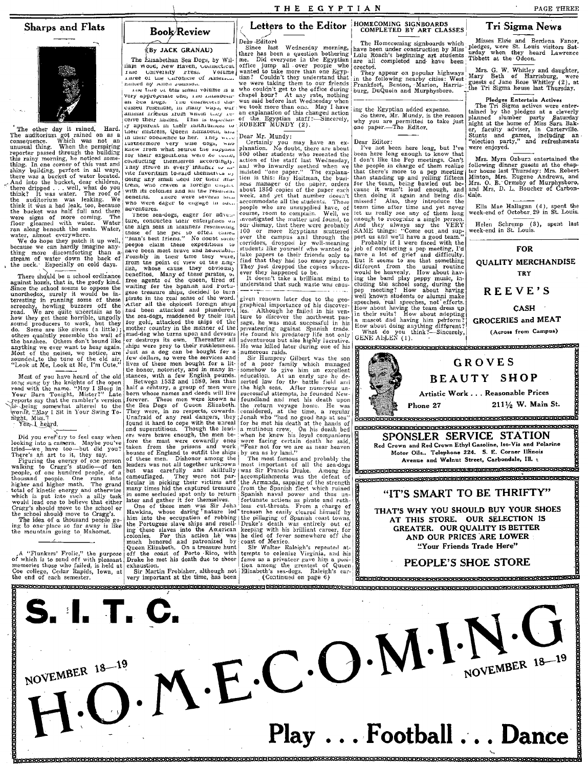## Sharps and Flats

The other day it rained. Hard. The auditorium got rained on as a consequence. Which was not an unusual thing. When the perspiring reporter passed through the building this rainy morning, he noticed something. In one corner of this vast and shiny building, perfect in all ways, there was a bucket of water located. And into the bucket, dear children, there dripped . . . well, what do you think? It was water. The roof of the auditorium was leaking. We think it was a bad leak, too, because the bucket was half full and there were signs of more coming. The floor gleamed with water. Water ran along beneath the seats. Water, water, almost everywhere.

We do hope they patch it up well, because we can hardly imagine anything more discomforting than a stream of water down the back of the neck. Especially on cold days.

There should be a school ordinance against horns, that is, the goofy kind. Since the school seems to oppose the unorthodox, surely it would be interesting in running some of these screechy, howling buzzers off the road. We are quite uncertain as to how they get these horrible, ungodly sound producers to work, but they do. Some are like sirens (a little); others quaintly resemble the wail of the banshee. Others don't sound like anything we ever want to hear again. Most of the noises, we notice, are sounded to the tune of the old air, "Look at Me, Look at Me, I'm Cute."

Most of you have heard of the old song sung by the knights of the open road with the name, "May I Sleep in Your Barn Tonight, Mister?" Late reports say that the rambler's version is being somewhat altered to the words, "May I Sit in Your Swing Tonight, Miss?"

Yes, I heard.

Did you ever try to feel easy when looking into a camera. Maybe you've tried—we have too—but did you? There's an art to it, they say.

Figuring the energy of one person walking to Cragg's studio—of ten people, of one hundred people, of a thousand people. One runs into higher and higher math. The grand total of kinetic energy and otherwise which is put into such a silly task would lead one to believe that either Cragg's should move to the school or the school should move to Cragg's.

The idea of a thousand people going to one place so far away is like the mountain going to Mahomet.

A "Flunkers' Frolic," the purpose of which is to send off with pleasant memories those who failed, is held at Coe college, Cedar Rapids, Iowa, at the end of each semester.

## Book Review

(By JACK GRANAU)

The Elizabethan Sea Dogs, by William Wood, New Haven, Connecticut Yale University Press. Volume Three of the Chronicle of America. Edited by Allen Johnson.

The title of this small volume is a very appropriate one, The Elizabethan Sea Dogs. The characters discussed resemble, in many ways, our animal friends from whom they receive their names. This is especially apparent in their faithfulness to their mistress, Queen Elizabeth, and in their obedience to her. They were furthermore very wise dogs, who knew from what source the supplies for their expeditions were to come, conducting themselves accordingly. They strove in every manner to invite favoritism toward themselves by doing any small deed for their mistress, who craved a foreign empire with its colonies and all the resultant benefits. There were several men who were eager to engage in such adventures.

These sea-dogs, eager for adventure, conducted their enterprises on the high seas in manners resembling those of the pet so often called "Man's best friend." No doubt some people claim these expeditions to have been most brave and honorable. Possibly in their time they were, from the point of view of the English, whose cause they obviously benefited. Many of these pirates, or free agents of the queen, tired of waiting for the Spanish and Portuguese treasure ships, decided to turn pirate in the real sense of the word. After all the choicest foreign ships had been attacked and plundered, the sea-dogs, maddened by their lust for gold, attacked the ships of the mother country in the manner of the mad-dog who turns upon and devours or destroys its own. Thereafter all ships were prey to their ruthlessness. Just as a dog can be bought for a few dollars, so were the services and lives of these men bought for a little honor, notoriety, and in many instances, with a few English pounds.

Between 1532 and 1580, less than half a century, a group of men were born whose names and deeds will live forever. These men were known as the Sea Dogs of Queen Elizabeth. They were, in no respects, cowards. Unafraid of any real dangers, they found it hard to cope with the unreal and superstitious. Though the leaders were brave enough, the men before the mast were cowardly ones taken from the prisons and work houses of England to outfit the ships of these men. Dishonor among the leaders was not all together unknown but was carefully and skillfully camouflaged. They were not particular in picking their victims and many times hid the captured treasure in some secluded spot only to return later and gather it for themselves.

One of these men was Sir John Hawkins, whose daring nature led him into the occupation of robbing the Portugese slave ships and reselling these slaves into the American colonies. For this action he was much honored and patronized by Queen Elizabeth. On a treasure hunt off the coast of Porto Rico, with Drake he met his death due to sheer exhaustion.

Sir Martin Frobisher, although not very important at the time, has been given renown later due to the geographical importance of his discoveries. Although he failed in his venture to discover the northwest passage, he was most successful in his privateering against Spanish trade. He found his predatory life not only adventurous but also highly lucrative. He was killed later during one of his numerous raids.

Sir Humphrey Gilbert was the son of a poor family which managed somehow to give him an excellent education. At an early age he deserted law for the battle field and the high seas. After numerous unsuccessful attempts, he founded Newfoundland and met his death upon the return voyage home. He was considered, at the time, a regular Jonah who "had no good hap at sea" for he met his death at the hands of a mutinous crew. On his death bed when he knew his loyal companions were facing certain death he said, "Fear not for we are as near heaven by sea as by land."

The most famous and probably the most important of all the sea-dogs was Sir Francis Drake. Among his accomplishments was the defeat of the Armanda, sapping of the strength from the Spanish fleet which ruined Spanish naval power and thus unfortunate actions as pirate and ruthless cut-throats. From a charge of treason he easily cleared himself by the pillaging of Spanish coast towns. Drake's death was entirely out of keeping with his brilliant career, for he died of fever somewhere off the coast of Mexico.

Sir Walter Raleigh's repeated attempts to colonize Virginia, and his fame as a privateer gave him a position among the greatest of Queen Elizabeth's sea-dogs. Raleigh's car-

(Continued on page 6)

## Letters to the Editor

Dear Editor:

Since last Wednesday morning, there has been a question bothering me. Did everyone in the Egyptian office jump all over people who wanted to take more than one Egyptian? Couldn't they understand that we were taking them to our friends who couldn't get to the office during chapel hour? At any rate, nothing was said before last Wednesday when we took more than one. May I have an explanation of this changed action of the Egyptian staff?—Sincerely, ROBERT MUNDY (2).

Dear Mr. Mundy:

Certainly you may have an explanation. No doubt, there are about 800 other students who resented the action of the staff last Wednesday, and who inwardly seethed when we insisted "one paper." The explanation is this: Ray Heitman, the business manager of the paper, orders about 1850 copies of the paper each week, and yet that number doesn't accommodate all the students. Those people who are unsupplied have, of course, room to complain. Well, we investigated the matter and found, to our dismay, that there were probably 100 or more Egyptians scattered over the campus and through the corridors, dropped by well-meaning students like yourself who wanted to take papers to their friends only to find that they had too many papers. They just dropped the copies wherever they happened to be.

It doesn't take a brilliant mind to understand that such waste was causing the Egyptian added expense.

So there, Mr. Mundy, is the reason why you are permitted to take just one paper.—The Editor.

Dear Editor:

I've not been here long, but I've been here long enough to know that I don't like the Pep meetings. Can't the people in charge of them realize that there's more to a pep meeting than standing up and yelling fifteen for the team, being bawled out because it wasn't loud enough, and then doing it again and being dismissed? Also, they introduce the team time after time and yet never let us really see any of them long enough to recognize a single person. And they always say the VERY SAME things: "Come out and support us and we'll have a good team."

Probably if I were faced with the job of conducting a pep meeting, I'd have a lot of grief and difficulty. But it seems to me that something different from the usual routine would be heavenly. How about having the band play peppy music, including the school song, during the pep meeting? How about having well known students or alumni make speeches, real speeches, not efforts. How about having the team dress up in their suits? How about adopting a mascot and having him perform? How about doing anything different?

What do you think?—Sincerely, GENE ALLEN (1).

## HOMECOMING SIGNBOARDS COMPLETED BY ART CLASSES

The Homecoming signboards which have been under construction by Miss Lulu Roach's beginning art students are all completed and have been erected.

They appear on popular highways in the following nearby cities: West Frankfort, Benton, Marion, Harrisburg, DuQuoin and Murphysboro.

## Tri Sigma News

Misses Elsie and Berdena Faner, pledges, were St. Louis visitors Saturday when they heard Lawrence Tibbett at the Odeon.

Mrs. G. W. Whitley and daughter, Mary Beth of Harrisburg, were guests of Jane Rose Whitley (2), at the Tri Sigma house last Thursday.

**Pledges Entertain Actives**

The Tri Sigma actives were entertained by the pledges at a cleverly planned slumber party Saturday night at the home of Miss Sara Baker, faculty adviser, in Carterville. Stunts and games, including an "election party," and refreshments were enjoyed.

Mrs. Myra Ozburn entertained the following dinner guests at the chapter house last Thursday: Mrs. Robert Minton, Mrs. Eugene Andrews, and Mrs. O. B. Ormsby of Murphysboro, and Mrs. D. L. Boucher of Carbondale.

Ella Mae Hallagan (4), spent the week-end of October 29 in St. Louis.

Helen Schremp (3), spent last week-end in St. Louis.

FOR QUALITY MERCHANDISE TRY

**REEVE'S**

CASH GROCERIES and MEAT

(Across from Campus)

**GROVES BEAUTY SHOP**

Artistic Work . . . Reasonable Prices

Phone 27 — 211½ W. Main St.

**SPONSLER SERVICE STATION**

Red Crown and Red Crown Ethyl Gasoline, Iso-Vis and Polarine Motor Oils.. Telephone 224. S. E. Corner Illinois Avenue and Walnut Street, Carbondale, Ill.

**"IT'S SMART TO BE THRIFTY"**

THAT'S WHY YOU SHOULD BUY YOUR SHOES AT THIS STORE. OUR SELECTION IS GREATER. OUR QUALITY IS BETTER AND OUR PRICES ARE LOWER

"Your Friends Trade Here"

**PEOPLE'S SHOE STORE**

# S. I. T. C.

NOVEMBER 18—19

# H·O·M·E·C·O·M·I·N·G

NOVEMBER 18—19

**Play . . . Football . . . Dance**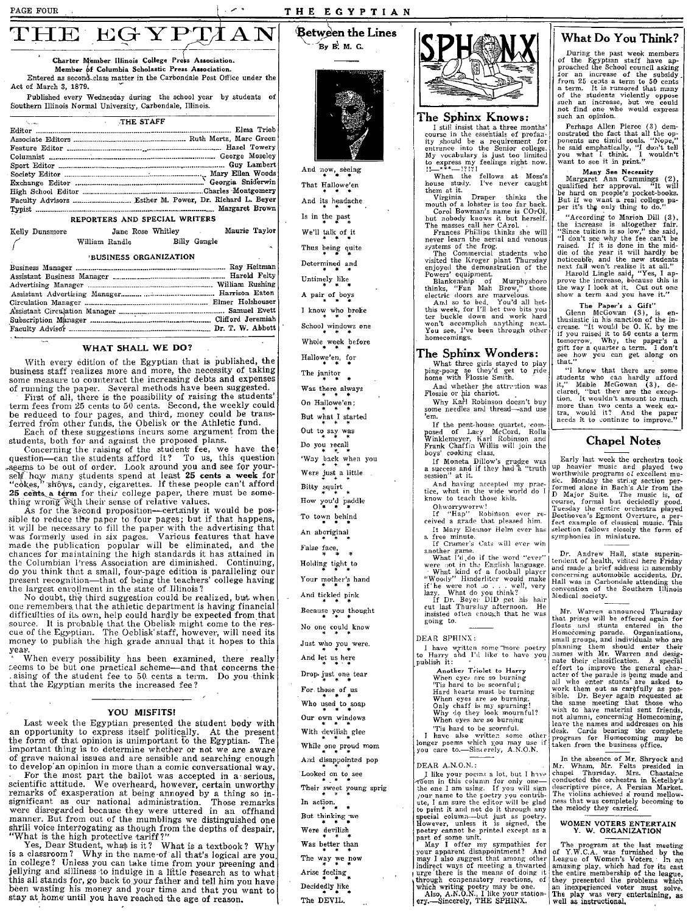# THE EGYPTIAN

Charter Member Illinois College Press Association.
Member of Columbia Scholastic Press Association.
Entered as second-class matter in the Carbondale Post Office under the Act of March 3, 1879.

Published every Wednesday during the school year by students of Southern Illinois Normal University, Carbondale, Illinois.

## THE STAFF

Editor .......... Elma Trieb
Associate Editors .......... Ruth Mertz, Marc Green
Feature Editor .......... Hazel Towery
Columnist .......... George Moseley
Sport Editor .......... Guy Lambert
Society Editor .......... Mary Ellen Woods
Exchange Editor .......... Georgia Sniderwin
High School Editor .......... Charles Montgomery
Faculty Advisors .......... Esther M. Power, Dr. Richard L. Beyer
Typist .......... Margaret Brown

### REPORTERS AND SPECIAL WRITERS

Kelly Dunsmore — Jane Rose Whitley — Maurie Taylor
William Randle — Billy Gangle

### BUSINESS ORGANIZATION

Business Manager .......... Ray Heitman
Assistant Business Manager .......... Harold Felty
Advertising Manager .......... William Rushing
Assistant Advertising Manager .......... Harrison Eaton
Circulation Manager .......... Elmer Holshouser
Assistant Circulation Manager .......... Samuel Evett
Subscription Manager .......... Clifford Jeremiah
Faculty Advisor .......... Dr. T. W. Abbott

## WHAT SHALL WE DO?

With every edition of the Egyptian that is published, the business staff realizes more and more, the necessity of taking some measure to counteract the increasing debts and expenses of running the paper. Several methods have been suggested.

First of all, there is the possibility of raising the students' term fees from 25 cents to 50 cents. Second, the weekly could be reduced to four pages, and third, money could be transferred from other funds, the Obelisk or the Athletic fund.

Each of these suggestions incurs some argument from the students, both for and against the proposed plans.

Concerning the raising of the student fee, we have the question—can the students afford it? To us, this question seems to be out of order. Look around you and see for yourself how many students spend at least **25 cents a week** for "cokes," shows, candy, cigarettes. If these people can't afford **25 cents a term** for their college paper, there must be something wrong with their sense of relative values.

As for the second proposition—certainly it would be possible to reduce the paper to four pages; but if that happens, it will be necessary to fill the paper with the advertising that was formerly used in six pages. Various features that have made the publication popular will be eliminated, and the chances for maintaining the high standards it has attained in the Columbian Press Association are diminished. Continuing, do you think that a small, four-page edition is paralleling our present recognition—that of being the teachers' college having the largest enrollment in the state of Illinois?

No doubt, the third suggestion could be realized, but when one remembers that the athletic department is having financial difficulties of its own, help could hardly be expected from that source. It is probable that the Obelisk might come to the rescue of the Egyptian. The Oeblisk staff, however, will need its money to publish the high grade annual that it hopes to this year.

When every possibility has been examined, there really seems to be but one practical scheme—and that concerns the raising of the student fee to 50 cents a term. Do you think that the Egyptian merits the increased fee?

## YOU MISFITS!

Last week the Egyptian presented the student body with an opportunity to express itself politically. At the present the form of that opinion is unimportant to the Egyptian. The important thing is to determine whether or not we are aware of grave naional issues and are sensible and searching enough to develop an opinion in more than a comic conversational way.

For the most part the ballot was accepted in a serious, scientific attitude. We overheard, however, certain unworthy remarks of exasperation at being annoyed by a thing so insignificant as our national administration. Those remarks were disregarded because they were uttered in an offhand manner. But from out of the mumblings we distinguished one shrill voice interrogating as though from the depths of despair, "What is the high protective tariff?"

Yes, Dear Student, what is it? What is a textbook? Why is a classroom? Why in the name of all that's logical are you in college? Unless you can take time from your preening and jellying and silliness to indulge in a little research as to what this all stands for, go back to your father and tell him you have been wasting his money and your time and that you want to stay at home until you have reached the age of reason.

## Between the Lines

By B. M. G.

And now, seeing
\* \* \*
That Hallowe'en
\* \* \*
And its headache
\* \* \*
Is in the past
\* \* \*
We'll talk of it
\* \* \*
Thus being quite
\* \* \*
Determined and
\* \* \*
Untimely like
\* \* \*
A pair of boys
\* \* \*
I know who broke
\* \* \*
School windows one
\* \* \*
Whole week before
\* \* \*
Hallowe'en, for
\* \* \*
The janitor
\* \* \*
Was there always
\* \* \*
On Hallowe'en;
\* \* \*
But what I started
\* \* \*
Out to say was
\* \* \*
Do you recall
\* \* \*
'Way back when you
\* \* \*
Were just a little
\* \* \*
Bitty squirt
\* \* \*
How you'd paddle
\* \* \*
To town behind
\* \* \*
An aboriginal
\* \* \*
False face,
\* \* \*
Holding tight to
\* \* \*
Your mother's hand
\* \* \*
And tickled pink
\* \* \*
Because you thought
\* \* \*
No one could know
\* \* \*
Just who you were.
\* \* \*
And let us here
\* \* \*
Drop just one tear
\* \* \*
For those of us
\* \* \*
Who used to soap
\* \* \*
Our own windows
\* \* \*
With devilish glee
\* \* \*
While one proud mom
\* \* \*
And disappointed pop
\* \* \*
Looked on to see
\* \* \*
Their sweet young sprig
\* \* \*
In action.
\* \* \*
But thinking we
\* \* \*
Were devilish
\* \* \*
Was better than
\* \* \*
The way we now
\* \* \*
Arise feeling
\* \* \*
Decidedly like
\* \* \*
The DEVIL.

## SPHINX

### The Sphinx Knows:

I still insist that a three months' course in the essentials of profanity should be a requirement for entrance into the Senior college. My vocabulary is just too limited to express my feelings right now. !!—\*\*\*—!?!?!

When the fellows at Moss's house study. I've never caught them at it.

Virginia Draper thinks the mouth of a lobster is too far back.

Carol Bowman's name is COrOl, but nobody knows it but herself. The masses call her CArol.

Frances Phillips thinks she will never learn the aerial and venous systems of the frog.

The Commercial students who visited the Kroger plant Thursday enjoyed the demonstration of the Powers' equipment.

Blankenship of Murphysboro thinks, "Fan Mah Brow," those electric doors are marvelous.

And so to bed. You'd all better this week, for I'll bet two bits you ter buckle down and work hard won't accomplish anything next. You see, I've been through other homecomings.

### The Sphinx Wonders:

What three girls stayed to play ping-pong so they'd get to ride home with Flossie Smith.

And whether the attraction was Flossie or his chariot.

Why Karl Robinson doesn't buy some needles and thread—and use 'em.

If the pent-house quartet, composed of Lacy McCord, Rolla Winklemeyer, Karl Robinson and Frank Chaffin Willis will join the boys' cooking class.

If Moneta Dillow's grudge was a success and if they had a "truth session" at it.

And having accepted my practice, what in the wide world do I know to teach those kids.

Ohworryworrw!

If "Hap" Robinson ever received a grade that pleased him.

If Mary Eleanor Helm ever has a free minute.

If Cramer's Cats will ever win another game.

What I'd do if the word "ever" were not in the English language.

What kind of a football player "Woody" Hinderliter would make if he were not so . . well, very lazy. What do you think?

If Dr. Beyer DID get his hair cut last Thursday afternoon. He insisted often enough that he was going to.

DEAR SPHINX:

I have written some more poetry to Harry and I'd like to have you publish it:

**Another Triolet to Harry**

When eyes are so burning
'Tis hard to be scornful;
Hard hearts must be turning
When eyes are so burning,
Only chaff is my spurning!
Why do they look mournful?
When eyes are so burning
'Tis hard to be scornful.

I have also written some other longer poems which you may use if you care to.—Sincerely, A.N.O.N.

DEAR A.N.O.N.:

I like your poems a lot, but I have room in this column for only one—the one I am using. If you will sign your name to the poetry you contribute, I am sure the editor will be glad to print it and not do it through any special column—but just as poetry. However, unless it is signed, the poetry cannot be printed except as a part of some unit.

May I offer my sympathies for your apparent disappointment? And may I also suggest that among other indirect ways of meeting a thwarted urge there is the means of doing it through compensatory reactions, of which writing poetry may be one.

Also, A.N.O.N., I like your stationery.—Sincerely, THE SPHINX.

## What Do You Think?

During the past week members of the Egyptian staff have approached the School council asking for an increase of the subsidy from 25 cents a term to 50 cents a term. It is rumored that many of the students violently oppose such an increase, but we could not find one who would express such an opinion.

Perhaps Allen Pierce (3) demonstrated the fact that all the opponents are timid souls. "Nope," he said emphatically, "I don't tell you what I think. I wouldn't want to see it in print."

**Many See Necessity**

Margaret Ann Cummings (2), qualified her approval. "It will be hard on people's pocket-books. But if we want a real college paper it's the only thing to do."

"According to Marion Dill (3), the increase is altogether fair. "Since tuition is so low," she said, "I don't see why the fee can't be raised. If it is done in the middle of the year it will hardly be noticeable, and the new students next fall won't realize it at all."

Harold Lingle said, "Yes, I approve the increase, because this is the way I look at it. Cut out one show a term and you have it."

**The Paper's a Gift"**

Glenn McGowan (3), is enthusiastic in his sanction of the increase. "It would be O. K. by me if you raised it to 50 cents a term tomorrow. Why, the paper's a gift for a quarter a term. I don't see how you can get along on that."

"I know that there are some students who can hardly afford it," Mable McGowan (3), declared, "but they are the exception. It wouldn't amount to much more than two cents a week extra, would it? And the paper needs it to continue to improve."

## Chapel Notes

Early last week the orchestra took up heavier music and played two worthwhile programs of excellent music. Monday the string section performed alone in Bach's Air from the D Major Suite. The music is, of course, formal but decidedly good. Tuesday the entire orchestra played Beethoven's Egmont Overture, a perfect example of classical music. This selection follows closely the form of symphonies in miniature.

Dr. Andrew Hall, state superintendent of health, visited here Friday and made a brief address in assembly concerning automobile accidents. Dr. Hall was in Carbondale attending the convention of the Southern Illinois Medical society.

Mr. Warren announced Thursday that prizes will be offered again for floats and stunts entered in the Homecoming parade. Organizations, small groups, and individuals who are planning them should enter their names with Mr. Warren and designate their classification. A special effort to improve the general character of the parade is being made and all who enter stunts are asked to work them out as carefully as possible. Dr. Beyer again requested at the same meeting that those who wish to have material sent friends, not alumni, concerning Homecoming, leave the names and addresses on his desk. Cards bearing the complete program for Homecoming may be taken from the business office.

In the absence of Mr. Shryock and Mr. Wham, Mr. Felts presided in chapel Thursday. Mrs. Chastaine conducted the orchestra in Ketelby's descriptive piece, A Persian Market. The violins achieved a round mellowness that was completely becoming to the melody they carried.

### WOMEN VOTERS ENTERTAIN Y. W. ORGANIZATION

The program at the last meeting of Y.W.C.A. was furnished by the League of Women's Voters. In an amusing play, which had for its cast the entire membership of the league, they presented the problems which an inexperienced voter must solve. The play was very entertaining, as well as instructional.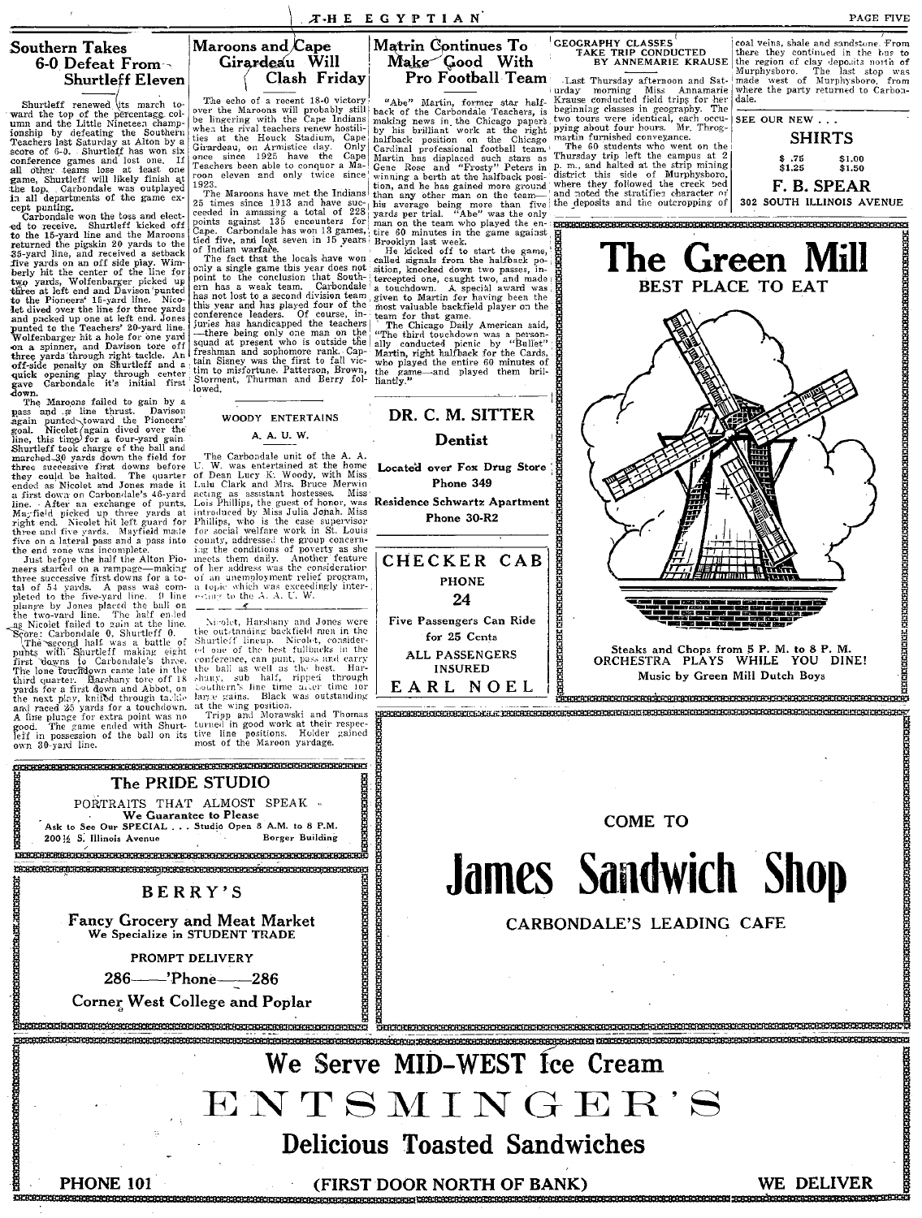## Southern Takes 6-0 Defeat From Shurtleff Eleven

Shurtleff renewed its march toward the top of the percentage column and the Little Nineteen championship by defeating the Southern Teachers last Saturday at Alton by a score of 6-0. Shurtleff has won six conference games and lost one. If all other teams lose at least one game, Shurtleff will likely finish at the top. Carbondale was outplayed in all departments of the game except punting.

Carbondale won the toss and elected to receive. Shurtleff kicked off to the 15-yard line and the Maroons returned the pigskin 20 yards to the 35-yard line, and received a setback five yards on an off side play. Wimberly hit the center of the line for two yards, Wolfenbarger picked up three at left end and Davison punted to the Pioneers' 15-yard line. Nicolet dived over the line for three yards and picked up one at left end. Jones punted to the Teachers' 20-yard line. Wolfenbarger hit a hole for one yard on a spinner, and Davison tore off three yards through right tackle. An off-side penalty on Shurtleff and a quick opening play through center gave Carbondale it's initial first down.

The Maroons failed to gain by a pass and a line thrust. Davison again punted toward the Pioneers' goal. Nicolet again dived over the line, this time for a four-yard gain. Shurtleff took charge of the ball and marched 30 yards down the field for three successive first downs before they could be halted. The quarter ended as Nicolet and Jones made it a first down on Carbondale's 46-yard line. After an exchange of punts, Mayfield picked up three yards at right end. Nicolet hit left guard for three and five yards. Mayfield made five on a lateral pass and a pass into the end zone was incomplete.

Just before the half the Alton Pioneers started on a rampage—making three successive first downs for a total of 54 yards. A pass was completed to the five-yard line. 9 line plunge by Jones placed the ball on the two-yard line. The half ended as Nicolet failed to gain at the line. Score: Carbondale 0, Shurtleff 0.

The second half was a battle of punts with Shurtleff making eight first downs to Carbondale's three. The lone touchdown came late in the third quarter. Harshany tore off 18 yards for a first down and Abbot, on the next play, knifed through tackle and raced 25 yards for a touchdown. A line plunge for extra point was no good. The game ended with Shurtleff in possession of the ball on its own 30-yard line.

Nicolet, Harshany and Jones were the outstanding backfield men in the Shurtleff lineup. Nicolet, considered one of the best fullbacks in the conference, can punt, pass and carry the ball as well as the best. Harshany, sub half, ripped through Southern's line time after time for large gains. Black was outstanding at the wing position.

Tripp and Morawski and Thomas turned in good work at their respective line positions. Holder gained most of the Maroon yardage.

## Maroons and Cape Girardeau Will Clash Friday

The echo of a recent 18-0 victory over the Maroons will probably still be lingering with the Cape Indians when the rival teachers renew hostilities at the Houck Stadium, Cape Girardeau, on Armistice day. Only once since 1925 have the Cape Teachers been able to conquor a Maroon eleven and only twice since 1923.

The Maroons have met the Indians 25 times since 1913 and have succeeded in amassing a total of 228 points against 135 encounters for Cape. Carbondale has won 13 games, tied five, and lost seven in 15 years of Indian warfare.

The fact that the locals have won only a single game this year does not point to the conclusion that Southern has a weak team. Carbondale has not lost to a second division team this year and has played four of the conference leaders. Of course, injuries has handicapped the teachers—there being only one man on the squad at present who is outside the freshman and sophomore rank. Captain Sisney was the first to fall victim to misfortune. Patterson, Brown, Stormont, Thurman and Berry followed.

### WOODY ENTERTAINS A. A. U. W.

The Carbondale unit of the A. A. U. W. was entertained at the home of Dean Lucy K. Woody, with Miss Lulu Clark and Mrs. Bruce Merwin acting as assistant hostesses. Miss Lois Phillips, the guest of honor, was introduced by Miss Julia Jonah. Miss Phillips, who is the case supervisor for social welfare work in St. Louis county, addressed the group concerning the conditions of poverty as she meets them daily. Another feature of her address was the consideration of an unemployment relief program, a topic which was exceedingly interesting to the A. A. U. W.

## Martin Continues To Make Good With Pro Football Team

"Abe" Martin, former star halfback of the Carbondale Teachers, is making news in the Chicago papers by his brilliant work at the right halfback position on the Chicago Cardinal professional football team. Martin has displaced such stars as Gene Rose and "Frosty" Peters in winning a berth at the halfback position, and he has gained more ground than any other man on the team—his average being more than five yards per trial. "Abe" was the only man on the team who played the entire 60 minutes in the game against Brooklyn last week.

He kicked off to start the game, called signals from the halfback position, knocked down two passes, intercepted one, caught two, and made a touchdown. A special award was given to Martin for having been the most valuable backfield player on the team for that game.

The Chicago Daily American said, "The third touchdown was a personally conducted picnic by "Bullet" Martin, right halfback for the Cards, who played the entire 60 minutes of the game—and played them brilliantly."

**DR. C. M. SITTER**
**Dentist**
Located over Fox Drug Store
Phone 349
Residence Schwartz Apartment
Phone 30-R2

**CHECKER CAB**
PHONE
24
Five Passengers Can Ride for 25 Cents
ALL PASSENGERS INSURED
EARL NOEL

### GEOGRAPHY CLASSES TAKE TRIP CONDUCTED BY ANNEMARIE KRAUSE

Last Thursday afternoon and Saturday morning Miss Annamarie Krause conducted field trips for her beginning classes in geography. The two tours were identical, each occupying about four hours. Mr. Throgmartin furnished conveyance.

The 60 students who went on the Thursday trip left the campus at 2 p. m., and halted at the strip mining district this side of Murphysboro, where they followed the creek bed and noted the stratified character of the deposits and the outcropping of coal veins, shale and sandstone. From there they continued in the bus to the region of clay deposits north of Murphysboro. The last stop was made west of Murphysboro, from where the party returned to Carbondale.

SEE OUR NEW . . .
**SHIRTS**
$ .75 $1.00
$1.25 $1.50
**F. B. SPEAR**
302 SOUTH ILLINOIS AVENUE

**The Green Mill**
**BEST PLACE TO EAT**
Steaks and Chops from 5 P. M. to 8 P. M.
ORCHESTRA PLAYS WHILE YOU DINE!
Music by Green Mill Dutch Boys

**The PRIDE STUDIO**
PORTRAITS THAT ALMOST SPEAK
We Guarantee to Please
Ask to See Our SPECIAL . . . Studio Open 8 A.M. to 8 P.M.
200½ S. Illinois Avenue — Borger Building

**BERRY'S**
Fancy Grocery and Meat Market
We Specialize in STUDENT TRADE
PROMPT DELIVERY
286—'Phone—286
Corner West College and Poplar

COME TO
**James Sandwich Shop**
CARBONDALE'S LEADING CAFE

**We Serve MID-WEST Ice Cream**
**ENTSMINGER'S**
**Delicious Toasted Sandwiches**
PHONE 101 — (FIRST DOOR NORTH OF BANK) — WE DELIVER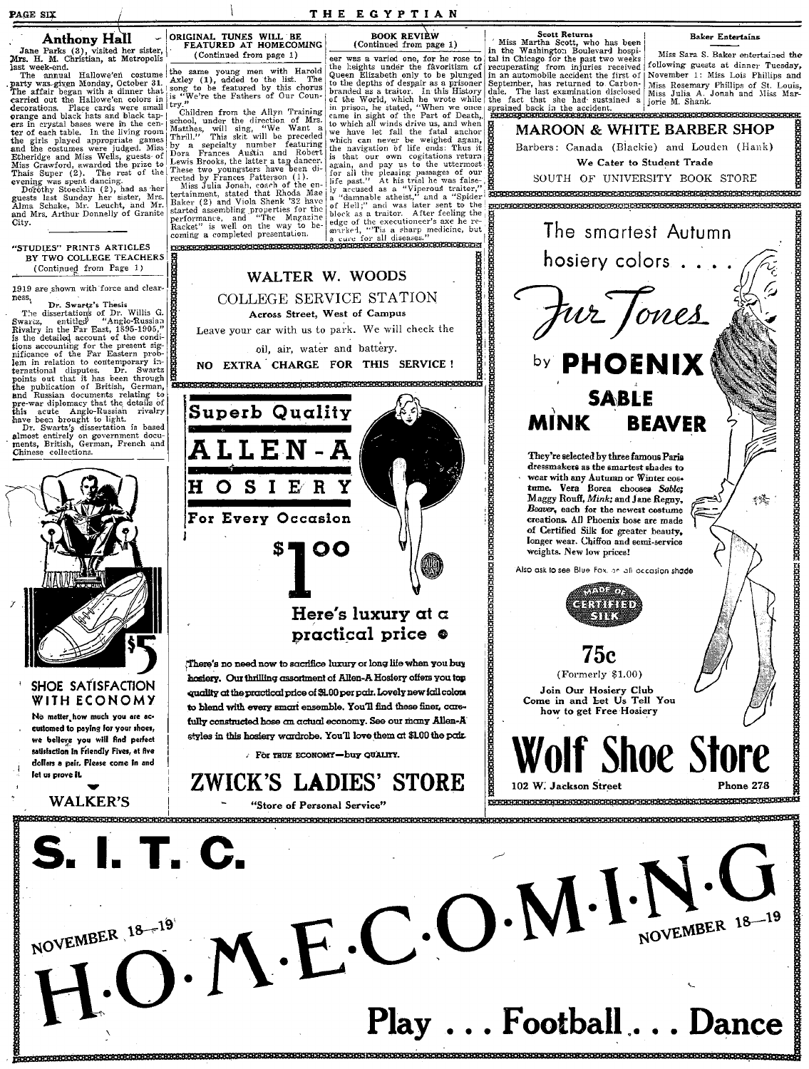## Anthony Hall

Jane Parks (3), visited her sister, Mrs. H. M. Christian, at Metropolis last week-end.

The annual Hallowe'en costume party was given Monday, October 31. The affair began with a dinner that carried out the Hallowe'en colors in decorations. Place cards were small orange and black hats and black tapers in crystal bases were in the center of each table. In the living room the girls played appropriate games and the costumes were judged. Miss Etheridge and Miss Wells, guests of Miss Grawford, awarded the prize to Thais Super (2). The rest of the evening was spent dancing.

Dorothy Stoecklin (2), had as her guests last Sunday her sister, Mrs. Alma Schake, Mr. Leucht, and Mr. and Mrs. Arthur Donnelly of Granite City.

### "STUDIES" PRINTS ARTICLES BY TWO COLLEGE TEACHERS

(Continued from Page 1)

1919 are shown with force and clearness.

**Dr. Swartz's Thesis**

The dissertations of Dr. Willis G. Swartz, entitled "Anglo-Russian Rivalry in the Far East, 1895-1905," is the detailed account of the conditions accounting for the present significance of the Far Eastern problem in relation to contemporary international disputes. Dr. Swartz points out that it has been through the publication of British, German, and Russian documents relating to pre-war diplomacy that the details of this acute Anglo-Russian rivalry have been brought to light.

Dr. Swartz's dissertation is based almost entirely on government documents, British, German, French and Chinese collections.

### ORIGINAL TUNES WILL BE FEATURED AT HOMECOMING

(Continued from page 1)

the same young men with Harold Axley (1), added to the list. The song to be featured by this chorus is "We're the Fathers of Our Country."

Children from the Allyn Training school, under the direction of Mrs. Matthes, will sing, "We Want a Thrill." This skit will be preceded by a specialty number featuring Dora Frances Austin and Robert Lewis Brooks, the latter a tap dancer. These two youngsters have been directed by Frances Patterson (1).

Miss Julia Jonah, coach of the entertainment, stated that Rhoda Mae Baker (2) and Viola Shenk '32 have started assembling properties for the performance, and "The Magazine Racket" is well on the way to becoming a completed presentation.

### BOOK REVIEW

(Continued from page 1)

eer was a varied one, for he rose to the heights under the favoritism of Queen Elizabeth only to be plunged to the depths of despair as a prisoner branded as a traitor. In this History of the World, which he wrote while in prison, he stated, "When we once came in sight of the Part of Death, to which all winds drive us, and when we have let fall the fatal anchor which can never be weighed again, the navigation of life ends: Thus it is that our own cogitations return again, and pay us to the uttermost for all the pleasing passages of our life past." At his trial he was falsely accused as a "Viperous traitor," a "damnable atheist," and a "Spider of Hell;" and was later sent to the block as a traitor. After feeling the edge of the executioner's axe he remarked, "Tis a sharp medicine, but a cure for all diseases."

### Scott Returns

Miss Martha Scott, who has been in the Washington Boulevard hospital in Chicago for the past two weeks recuperating from injuries received in an automobile accident the first of September, has returned to Carbondale. The last examination disclosed the fact that she had sustained a sprained back in the accident.

### Baker Entertains

Miss Sara S. Baker entertained the following guests at dinner Tuesday, November 1: Miss Lois Phillips and Miss Rosemary Phillips of St. Louis, Miss Julia A. Jonah and Miss Marjorie M. Shank.

---

**MAROON & WHITE BARBER SHOP**

Barbers: Canada (Blackie) and Louden (Hank)

We Cater to Student Trade

SOUTH OF UNIVERSITY BOOK STORE

---

**WALTER W. WOODS**

COLLEGE SERVICE STATION

Across Street, West of Campus

Leave your car with us to park. We will check the oil, air, water and battery.

NO EXTRA CHARGE FOR THIS SERVICE!

---

**$5**

**SHOE SATISFACTION WITH ECONOMY**

No matter how much you are accustomed to paying for your shoes, we believe you will find perfect satisfaction in Friendly Fives, at five dollars a pair. Please come in and let us prove it.

**WALKER'S**

---

**Superb Quality**

**ALLEN-A HOSIERY**

**For Every Occasion**

**$1.00**

**Here's luxury at a practical price**

There's no need now to sacrifice luxury or long life when you buy hosiery. Our thrilling assortment of Allen-A Hosiery offers you top quality at the practical price of $1.00 per pair. Lovely new fall colors to blend with every smart ensemble. You'll find these finer, carefully constructed hose an actual economy. See our many Allen-A styles in this hosiery wardrobe. You'll love them at $1.00 the pair.

For TRUE ECONOMY—buy QUALITY.

**ZWICK'S LADIES' STORE**

"Store of Personal Service"

---

The smartest Autumn hosiery colors ....

**Fur Tones by PHOENIX**

**SABLE MINK BEAVER**

They're selected by three famous Paris dressmakers as the smartest shades to wear with any Autumn or Winter costume. Vera Borea chooses *Sable;* Maggy Rouff, *Mink;* and Jane Regny, *Beaver,* each for the newest costume creations. All Phoenix hose are made of Certified Silk for greater beauty, longer wear. Chiffon and semi-service weights. New low prices!

Also ask to see Blue Fox, an all occasion shade

MADE OF CERTIFIED SILK

**75c**

(Formerly $1.00)

Join Our Hosiery Club
Come in and Let Us Tell You how to get Free Hosiery

**Wolf Shoe Store**

102 W. Jackson Street — Phone 278

---

**S. I. T. C.**

NOVEMBER 18—19

**H·O·M·E·C·O·M·I·N·G**

NOVEMBER 18—19

**Play . . . Football . . . Dance**